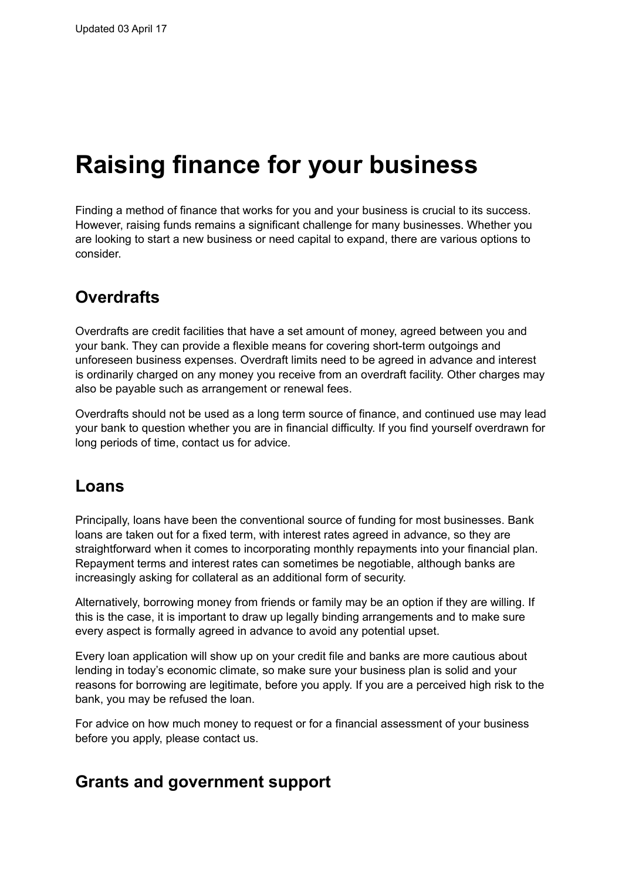Updated 03 April 17

# Raising finance for your business

Finding a method of finance that works for you and your business is crucial to its success. However, raising funds remains a significant challenge for many businesses. Whether you are looking to start a new business or need capital to expand, there are various options to consider.

## Overdrafts

Overdrafts are credit facilities that have a set amount of money, agreed between you and your bank. They can provide a flexible means for covering short-term outgoings and unforeseen business expenses. Overdraft limits need to be agreed in advance and interest is ordinarily charged on any money you receive from an overdraft facility. Other charges may also be payable such as arrangement or renewal fees.

Overdrafts should not be used as a long term source of finance, and continued use may lead your bank to question whether you are in financial difficulty. If you find yourself overdrawn for long periods of time, contact us for advice.

## Loans

Principally, loans have been the conventional source of funding for most businesses. Bank loans are taken out for a fixed term, with interest rates agreed in advance, so they are straightforward when it comes to incorporating monthly repayments into your financial plan. Repayment terms and interest rates can sometimes be negotiable, although banks are increasingly asking for collateral as an additional form of security.

Alternatively, borrowing money from friends or family may be an option if they are willing. If this is the case, it is important to draw up legally binding arrangements and to make sure every aspect is formally agreed in advance to avoid any potential upset.

Every loan application will show up on your credit file and banks are more cautious about lending in today's economic climate, so make sure your business plan is solid and your reasons for borrowing are legitimate, before you apply. If you are a perceived high risk to the bank, you may be refused the loan.

For advice on how much money to request or for a financial assessment of your business before you apply, please contact us.

## Grants and government support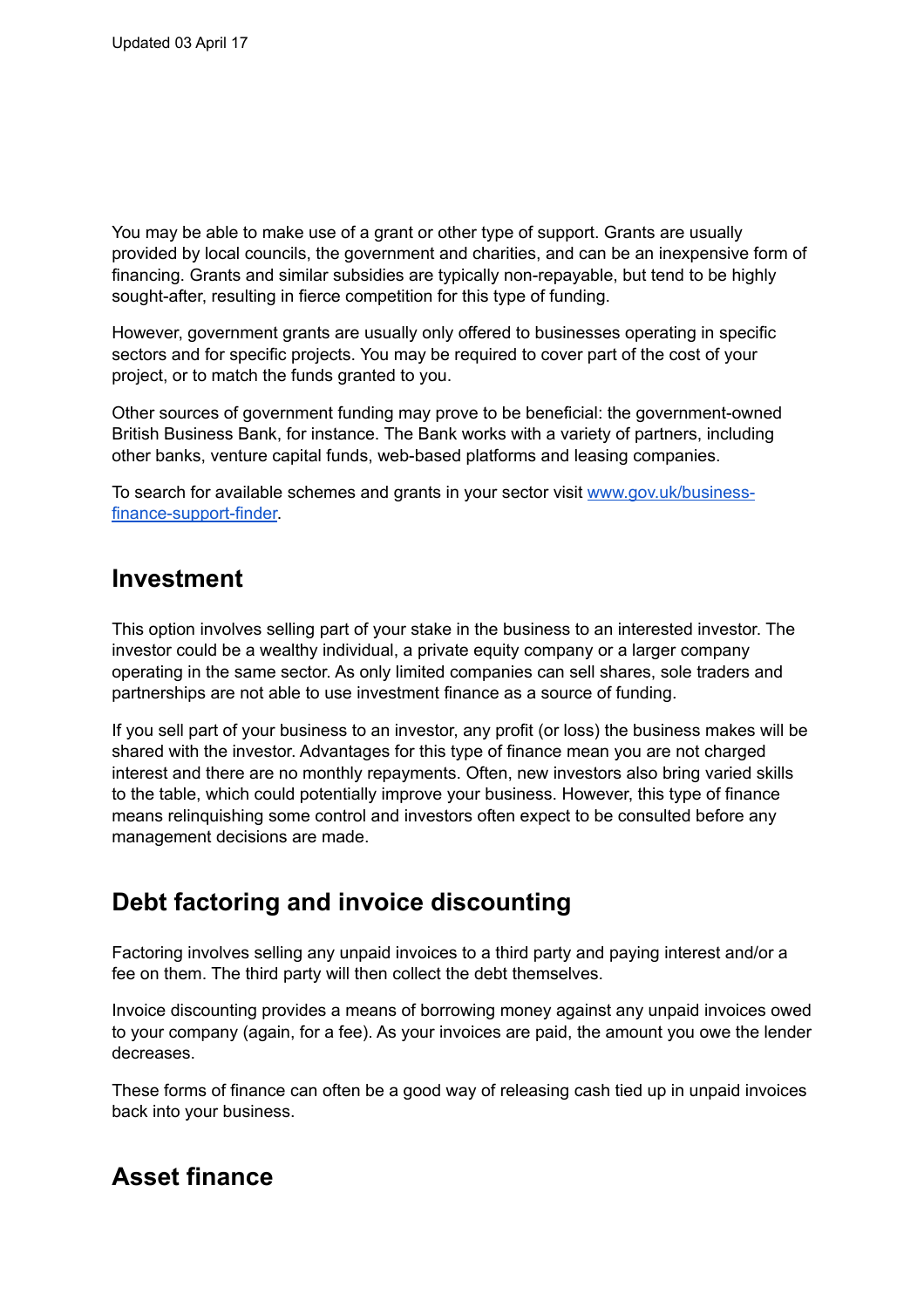You may be able to make use of a grant or other type of support. Grants are usually provided by local councils, the government and charities, and can be an inexpensive form of financing. Grants and similar subsidies are typically non-repayable, but tend to be highly sought-after, resulting in fierce competition for this type of funding.

However, government grants are usually only offered to businesses operating in specific sectors and for specific projects. You may be required to cover part of the cost of your project, or to match the funds granted to you.

Other sources of government funding may prove to be beneficial: the government-owned British Business Bank, for instance. The Bank works with a variety of partners, including other banks, venture capital funds, web-based platforms and leasing companies.

To search for available schemes and grants in your sector visit [www.gov.uk/business-finance-support-finder](http://www.gov.uk/business-finance-support-finder).

## Investment

This option involves selling part of your stake in the business to an interested investor. The investor could be a wealthy individual, a private equity company or a larger company operating in the same sector. As only limited companies can sell shares, sole traders and partnerships are not able to use investment finance as a source of funding.

If you sell part of your business to an investor, any profit (or loss) the business makes will be shared with the investor. Advantages for this type of finance mean you are not charged interest and there are no monthly repayments. Often, new investors also bring varied skills to the table, which could potentially improve your business. However, this type of finance means relinquishing some control and investors often expect to be consulted before any management decisions are made.

## Debt factoring and invoice discounting

Factoring involves selling any unpaid invoices to a third party and paying interest and/or a fee on them. The third party will then collect the debt themselves.

Invoice discounting provides a means of borrowing money against any unpaid invoices owed to your company (again, for a fee). As your invoices are paid, the amount you owe the lender decreases.

These forms of finance can often be a good way of releasing cash tied up in unpaid invoices back into your business.

## Asset finance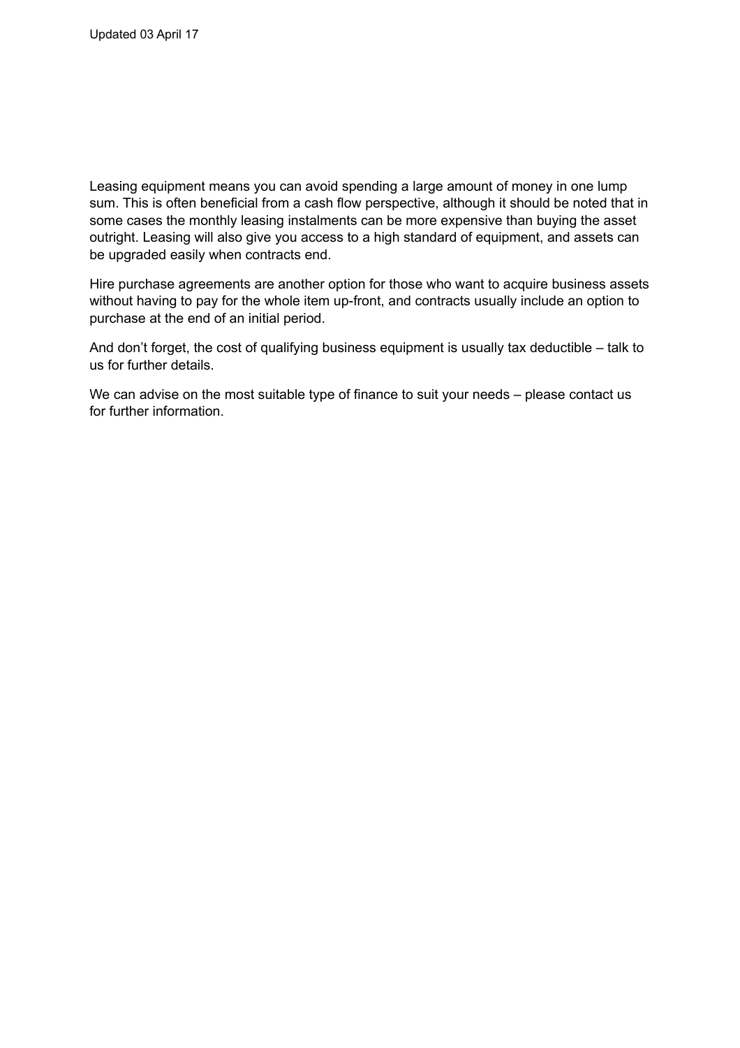Leasing equipment means you can avoid spending a large amount of money in one lump sum. This is often beneficial from a cash flow perspective, although it should be noted that in some cases the monthly leasing instalments can be more expensive than buying the asset outright. Leasing will also give you access to a high standard of equipment, and assets can be upgraded easily when contracts end.

Hire purchase agreements are another option for those who want to acquire business assets without having to pay for the whole item up-front, and contracts usually include an option to purchase at the end of an initial period.

And don't forget, the cost of qualifying business equipment is usually tax deductible – talk to us for further details.

We can advise on the most suitable type of finance to suit your needs – please contact us for further information.